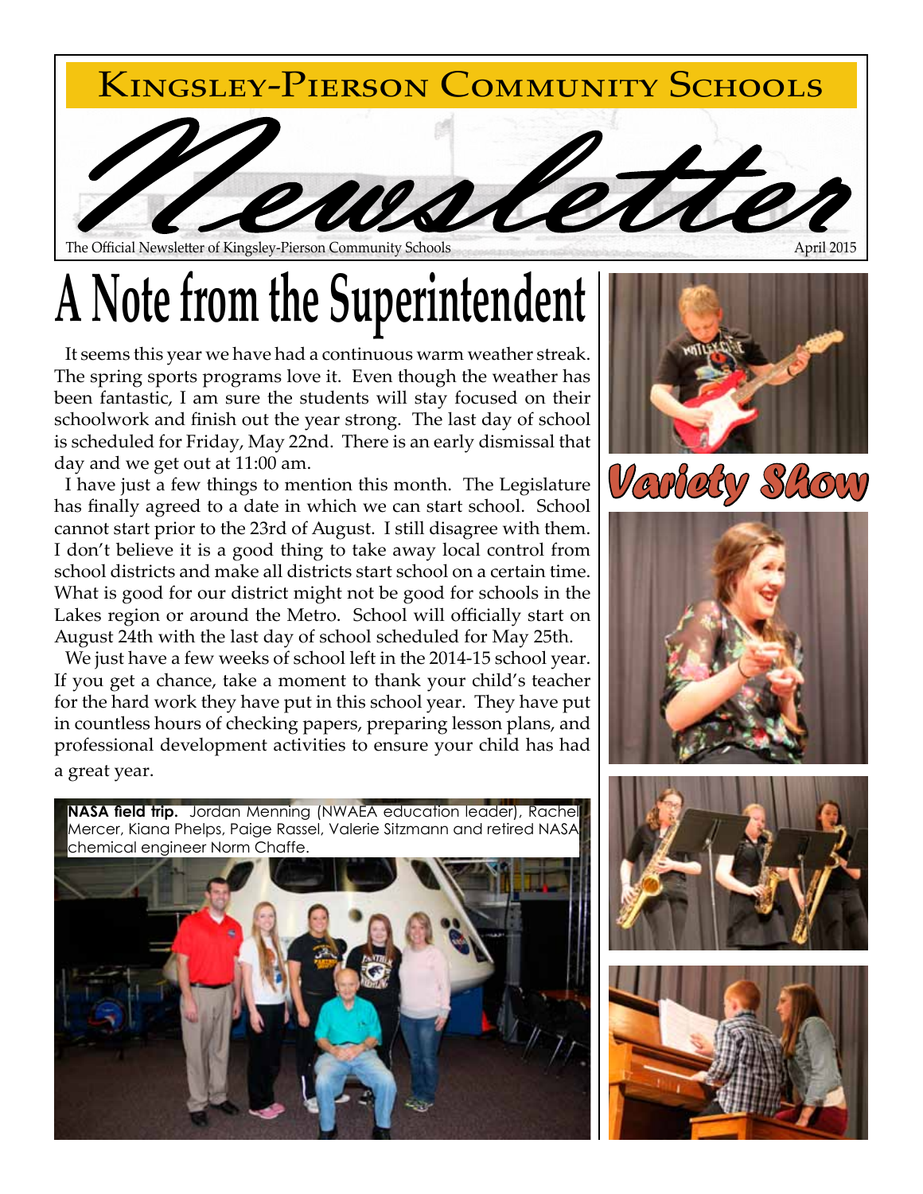# Kingsley-Pierson Community Schools

# Newsletter

The Official Newsletter of Kingsley-Pierson Community Schools

April 2015

## A Note from the Superintendent

It seems this year we have had a continuous warm weather streak. The spring sports programs love it. Even though the weather has been fantastic, I am sure the students will stay focused on their schoolwork and finish out the year strong. The last day of school is scheduled for Friday, May 22nd. There is an early dismissal that day and we get out at 11:00 am.

I have just a few things to mention this month. The Legislature has finally agreed to a date in which we can start school. School cannot start prior to the 23rd of August. I still disagree with them. I don't believe it is a good thing to take away local control from school districts and make all districts start school on a certain time. What is good for our district might not be good for schools in the Lakes region or around the Metro. School will officially start on August 24th with the last day of school scheduled for May 25th.

We just have a few weeks of school left in the 2014-15 school year. If you get a chance, take a moment to thank your child's teacher for the hard work they have put in this school year. They have put in countless hours of checking papers, preparing lesson plans, and professional development activities to ensure your child has had a great year.

**NASA field trip.** Jordan Menning (NWAEA education leader), Rachel Mercer, Kiana Phelps, Paige Rassel, Valerie Sitzmann and retired NASA chemical engineer Norm Chaffe.

## Variety Show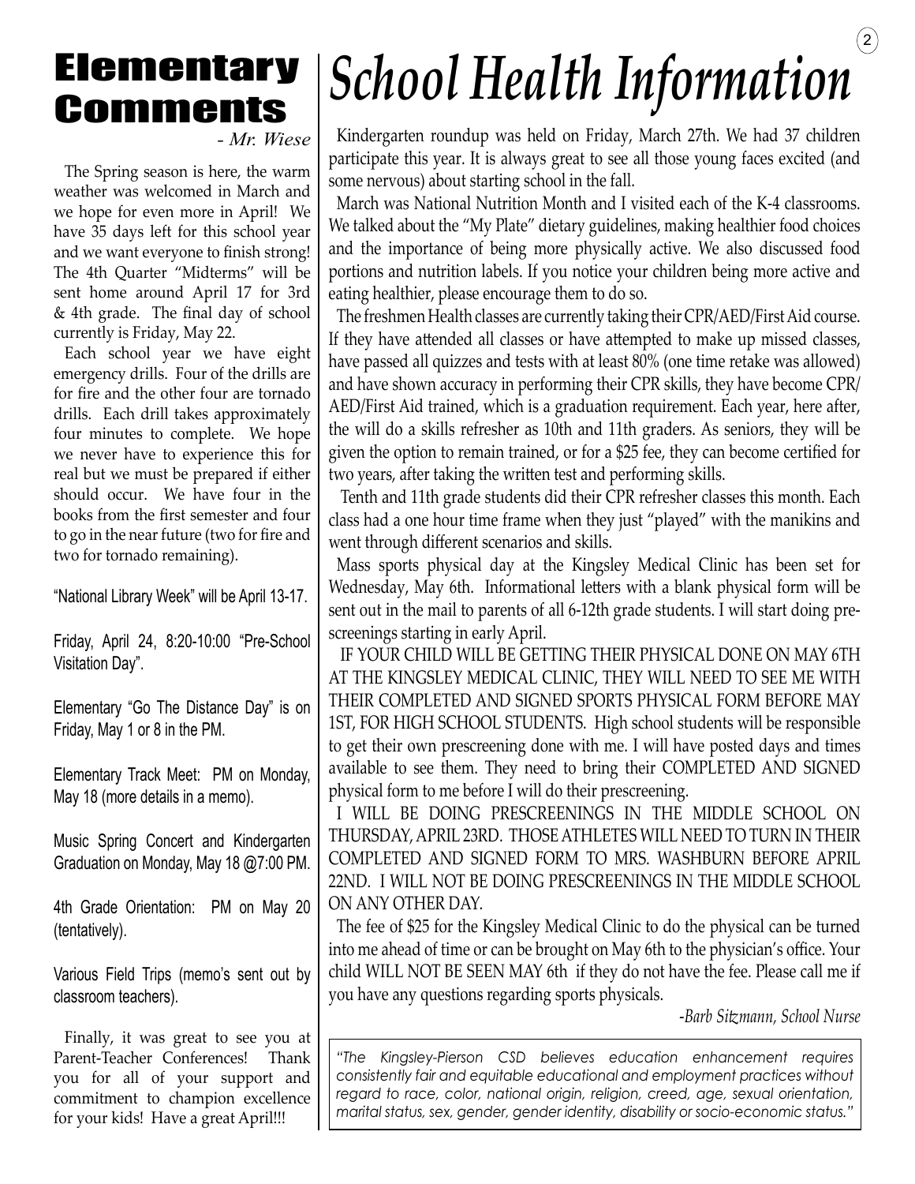# Elementary Comments

*- Mr. Wiese*

The Spring season is here, the warm weather was welcomed in March and we hope for even more in April! We have 35 days left for this school year and we want everyone to finish strong! The 4th Quarter "Midterms" will be sent home around April 17 for 3rd & 4th grade. The final day of school currently is Friday, May 22.

Each school year we have eight emergency drills. Four of the drills are for fire and the other four are tornado drills. Each drill takes approximately four minutes to complete. We hope we never have to experience this for real but we must be prepared if either should occur. We have four in the books from the first semester and four to go in the near future (two for fire and two for tornado remaining).

"National Library Week" will be April 13-17.

Friday, April 24, 8:20-10:00 "Pre-School Visitation Day".

Elementary "Go The Distance Day" is on Friday, May 1 or 8 in the PM.

Elementary Track Meet: PM on Monday, May 18 (more details in a memo).

Music Spring Concert and Kindergarten Graduation on Monday, May 18 @7:00 PM.

4th Grade Orientation: PM on May 20 (tentatively).

Various Field Trips (memo's sent out by classroom teachers).

Finally, it was great to see you at Parent-Teacher Conferences! Thank you for all of your support and commitment to champion excellence for your kids! Have a great April!!!

# *School Health Information*

Kindergarten roundup was held on Friday, March 27th. We had 37 children participate this year. It is always great to see all those young faces excited (and some nervous) about starting school in the fall.

March was National Nutrition Month and I visited each of the K-4 classrooms. We talked about the "My Plate" dietary guidelines, making healthier food choices and the importance of being more physically active. We also discussed food portions and nutrition labels. If you notice your children being more active and eating healthier, please encourage them to do so.

The freshmen Health classes are currently taking their CPR/AED/First Aid course. If they have attended all classes or have attempted to make up missed classes, have passed all quizzes and tests with at least 80% (one time retake was allowed) and have shown accuracy in performing their CPR skills, they have become CPR/AED/First Aid trained, which is a graduation requirement. Each year, here after, the will do a skills refresher as 10th and 11th graders. As seniors, they will be given the option to remain trained, or for a $25 fee, they can become certified for two years, after taking the written test and performing skills.

Tenth and 11th grade students did their CPR refresher classes this month. Each class had a one hour time frame when they just "played" with the manikins and went through different scenarios and skills.

Mass sports physical day at the Kingsley Medical Clinic has been set for Wednesday, May 6th. Informational letters with a blank physical form will be sent out in the mail to parents of all 6-12th grade students. I will start doing pre-screenings starting in early April.

IF YOUR CHILD WILL BE GETTING THEIR PHYSICAL DONE ON MAY 6TH AT THE KINGSLEY MEDICAL CLINIC, THEY WILL NEED TO SEE ME WITH THEIR COMPLETED AND SIGNED SPORTS PHYSICAL FORM BEFORE MAY 1ST, FOR HIGH SCHOOL STUDENTS. High school students will be responsible to get their own prescreening done with me. I will have posted days and times available to see them. They need to bring their COMPLETED AND SIGNED physical form to me before I will do their prescreening.

I WILL BE DOING PRESCREENINGS IN THE MIDDLE SCHOOL ON THURSDAY, APRIL 23RD. THOSE ATHLETES WILL NEED TO TURN IN THEIR COMPLETED AND SIGNED FORM TO MRS. WASHBURN BEFORE APRIL 22ND. I WILL NOT BE DOING PRESCREENINGS IN THE MIDDLE SCHOOL ON ANY OTHER DAY.

The fee of $25 for the Kingsley Medical Clinic to do the physical can be turned into me ahead of time or can be brought on May 6th to the physician's office. Your child WILL NOT BE SEEN MAY 6th if they do not have the fee. Please call me if you have any questions regarding sports physicals.

*-Barb Sitzmann, School Nurse*

*"The Kingsley-Pierson CSD believes education enhancement requires consistently fair and equitable educational and employment practices without regard to race, color, national origin, religion, creed, age, sexual orientation, marital status, sex, gender, gender identity, disability or socio-economic status."*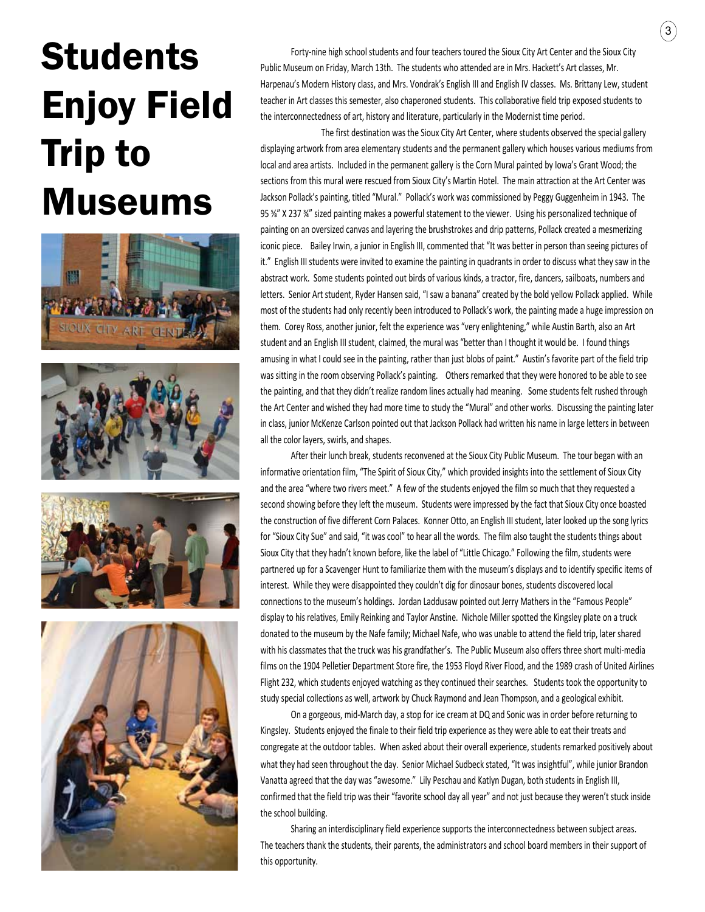# Students Enjoy Field Trip to Museums

Forty-nine high school students and four teachers toured the Sioux City Art Center and the Sioux City Public Museum on Friday, March 13th. The students who attended are in Mrs. Hackett's Art classes, Mr. Harpenau's Modern History class, and Mrs. Vondrak's English III and English IV classes. Ms. Brittany Lew, student teacher in Art classes this semester, also chaperoned students. This collaborative field trip exposed students to the interconnectedness of art, history and literature, particularly in the Modernist time period.

The first destination was the Sioux City Art Center, where students observed the special gallery displaying artwork from area elementary students and the permanent gallery which houses various mediums from local and area artists. Included in the permanent gallery is the Corn Mural painted by Iowa's Grant Wood; the sections from this mural were rescued from Sioux City's Martin Hotel. The main attraction at the Art Center was Jackson Pollack's painting, titled "Mural." Pollack's work was commissioned by Peggy Guggenheim in 1943. The 95 ⅝" X 237 ¾" sized painting makes a powerful statement to the viewer. Using his personalized technique of painting on an oversized canvas and layering the brushstrokes and drip patterns, Pollack created a mesmerizing iconic piece. Bailey Irwin, a junior in English III, commented that "It was better in person than seeing pictures of it." English III students were invited to examine the painting in quadrants in order to discuss what they saw in the abstract work. Some students pointed out birds of various kinds, a tractor, fire, dancers, sailboats, numbers and letters. Senior Art student, Ryder Hansen said, "I saw a banana" created by the bold yellow Pollack applied. While most of the students had only recently been introduced to Pollack's work, the painting made a huge impression on them. Corey Ross, another junior, felt the experience was "very enlightening," while Austin Barth, also an Art student and an English III student, claimed, the mural was "better than I thought it would be. I found things amusing in what I could see in the painting, rather than just blobs of paint." Austin's favorite part of the field trip was sitting in the room observing Pollack's painting. Others remarked that they were honored to be able to see the painting, and that they didn't realize random lines actually had meaning. Some students felt rushed through the Art Center and wished they had more time to study the "Mural" and other works. Discussing the painting later in class, junior McKenze Carlson pointed out that Jackson Pollack had written his name in large letters in between all the color layers, swirls, and shapes.

After their lunch break, students reconvened at the Sioux City Public Museum. The tour began with an informative orientation film, "The Spirit of Sioux City," which provided insights into the settlement of Sioux City and the area "where two rivers meet." A few of the students enjoyed the film so much that they requested a second showing before they left the museum. Students were impressed by the fact that Sioux City once boasted the construction of five different Corn Palaces. Konner Otto, an English III student, later looked up the song lyrics for "Sioux City Sue" and said, "it was cool" to hear all the words. The film also taught the students things about Sioux City that they hadn't known before, like the label of "Little Chicago." Following the film, students were partnered up for a Scavenger Hunt to familiarize them with the museum's displays and to identify specific items of interest. While they were disappointed they couldn't dig for dinosaur bones, students discovered local connections to the museum's holdings. Jordan Laddusaw pointed out Jerry Mathers in the "Famous People" display to his relatives, Emily Reinking and Taylor Anstine. Nichole Miller spotted the Kingsley plate on a truck donated to the museum by the Nafe family; Michael Nafe, who was unable to attend the field trip, later shared with his classmates that the truck was his grandfather's. The Public Museum also offers three short multi-media films on the 1904 Pelletier Department Store fire, the 1953 Floyd River Flood, and the 1989 crash of United Airlines Flight 232, which students enjoyed watching as they continued their searches. Students took the opportunity to study special collections as well, artwork by Chuck Raymond and Jean Thompson, and a geological exhibit.

On a gorgeous, mid-March day, a stop for ice cream at DQ and Sonic was in order before returning to Kingsley. Students enjoyed the finale to their field trip experience as they were able to eat their treats and congregate at the outdoor tables. When asked about their overall experience, students remarked positively about what they had seen throughout the day. Senior Michael Sudbeck stated, "It was insightful", while junior Brandon Vanatta agreed that the day was "awesome." Lily Peschau and Katlyn Dugan, both students in English III, confirmed that the field trip was their "favorite school day all year" and not just because they weren't stuck inside the school building.

Sharing an interdisciplinary field experience supports the interconnectedness between subject areas. The teachers thank the students, their parents, the administrators and school board members in their support of this opportunity.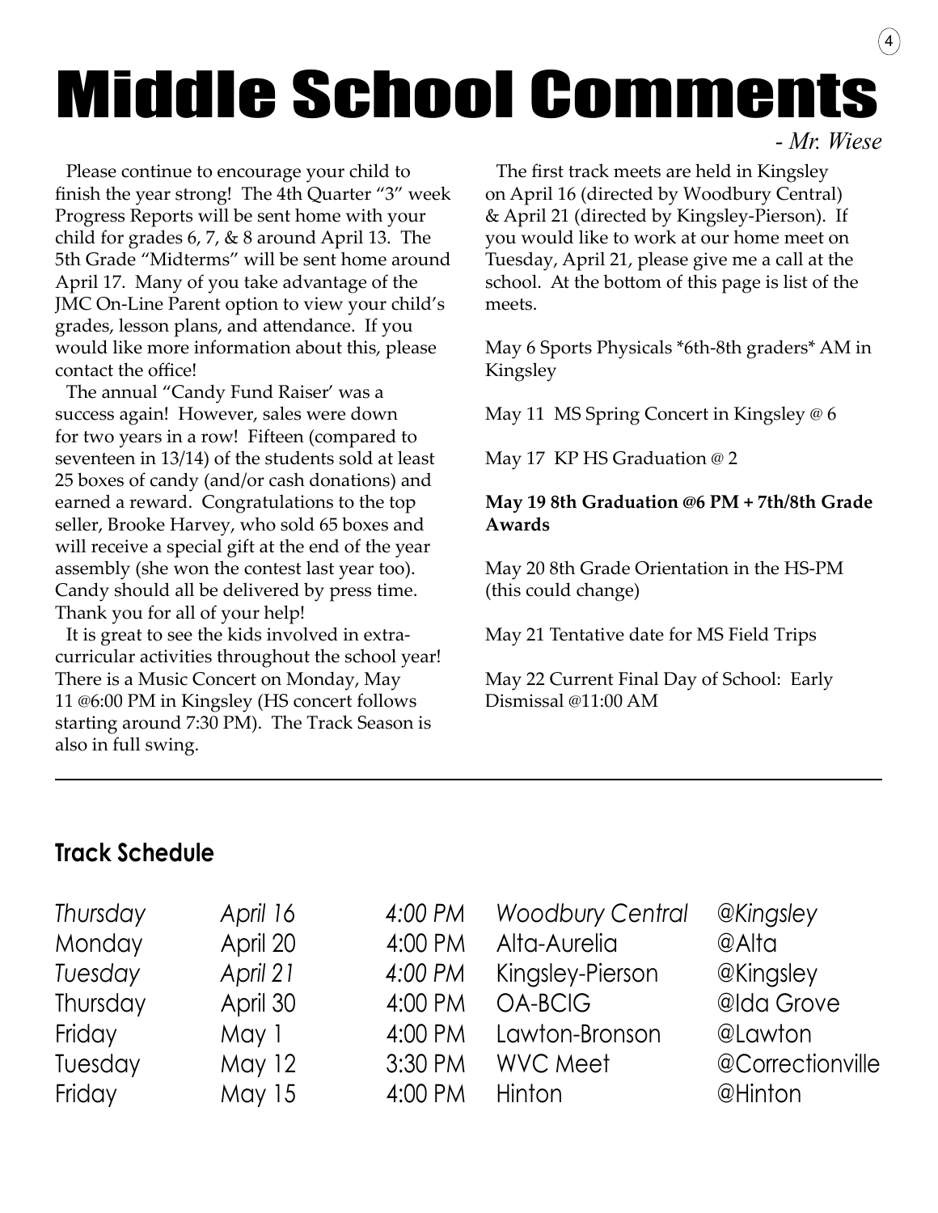# Middle School Comments

*- Mr. Wiese*

Please continue to encourage your child to finish the year strong! The 4th Quarter "3" week Progress Reports will be sent home with your child for grades 6, 7, & 8 around April 13. The 5th Grade "Midterms" will be sent home around April 17. Many of you take advantage of the JMC On-Line Parent option to view your child's grades, lesson plans, and attendance. If you would like more information about this, please contact the office!

The annual "Candy Fund Raiser' was a success again! However, sales were down for two years in a row! Fifteen (compared to seventeen in 13/14) of the students sold at least 25 boxes of candy (and/or cash donations) and earned a reward. Congratulations to the top seller, Brooke Harvey, who sold 65 boxes and will receive a special gift at the end of the year assembly (she won the contest last year too). Candy should all be delivered by press time. Thank you for all of your help!

It is great to see the kids involved in extra-curricular activities throughout the school year! There is a Music Concert on Monday, May 11 @6:00 PM in Kingsley (HS concert follows starting around 7:30 PM). The Track Season is also in full swing.

The first track meets are held in Kingsley on April 16 (directed by Woodbury Central) & April 21 (directed by Kingsley-Pierson). If you would like to work at our home meet on Tuesday, April 21, please give me a call at the school. At the bottom of this page is list of the meets.

May 6 Sports Physicals *6th-8th graders* AM in Kingsley

May 11 MS Spring Concert in Kingsley @ 6

May 17 KP HS Graduation @ 2

**May 19 8th Graduation @6 PM + 7th/8th Grade Awards**

May 20 8th Grade Orientation in the HS-PM (this could change)

May 21 Tentative date for MS Field Trips

May 22 Current Final Day of School: Early Dismissal @11:00 AM

---

## Track Schedule

| | | | | |
|---|---|---|---|---|
| *Thursday* | *April 16* | *4:00 PM* | *Woodbury Central* | *@Kingsley* |
| Monday | April 20 | 4:00 PM | Alta-Aurelia | @Alta |
| *Tuesday* | *April 21* | *4:00 PM* | Kingsley-Pierson | @Kingsley |
| Thursday | April 30 | 4:00 PM | OA-BCIG | @Ida Grove |
| Friday | May 1 | 4:00 PM | Lawton-Bronson | @Lawton |
| Tuesday | May 12 | 3:30 PM | WVC Meet | @Correctionville |
| Friday | May 15 | 4:00 PM | Hinton | @Hinton |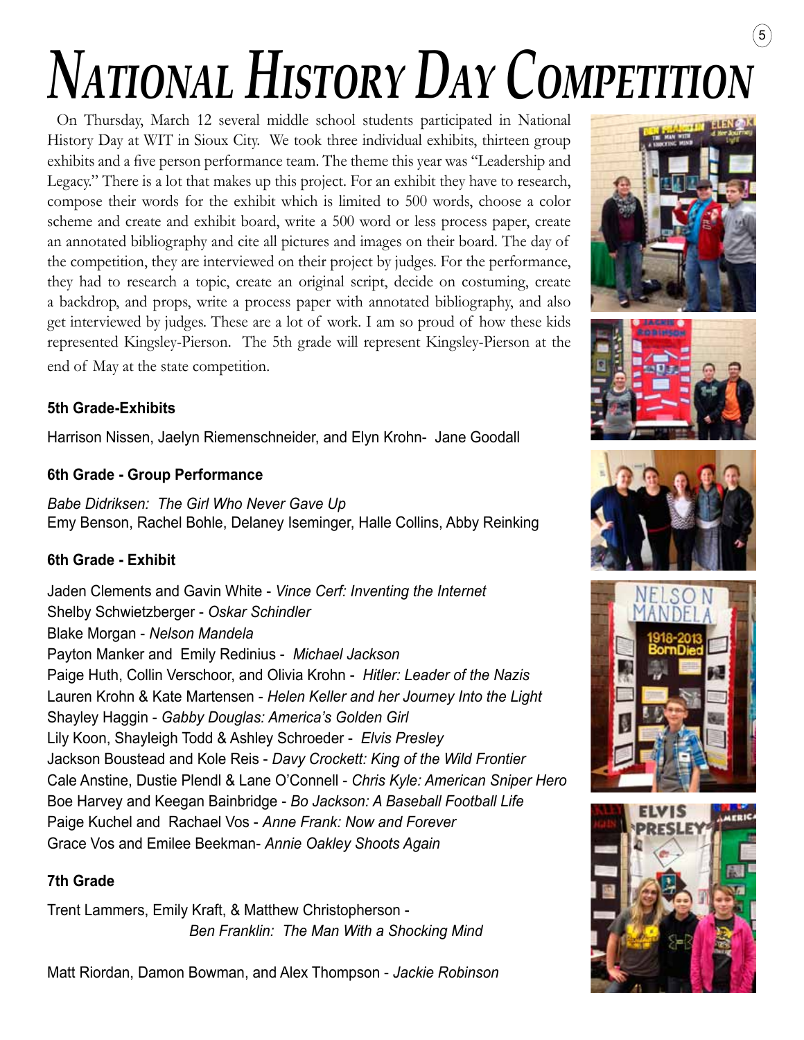# National History Day Competition

On Thursday, March 12 several middle school students participated in National History Day at WIT in Sioux City. We took three individual exhibits, thirteen group exhibits and a five person performance team. The theme this year was "Leadership and Legacy." There is a lot that makes up this project. For an exhibit they have to research, compose their words for the exhibit which is limited to 500 words, choose a color scheme and create and exhibit board, write a 500 word or less process paper, create an annotated bibliography and cite all pictures and images on their board. The day of the competition, they are interviewed on their project by judges. For the performance, they had to research a topic, create an original script, decide on costuming, create a backdrop, and props, write a process paper with annotated bibliography, and also get interviewed by judges. These are a lot of work. I am so proud of how these kids represented Kingsley-Pierson. The 5th grade will represent Kingsley-Pierson at the end of May at the state competition.

**5th Grade-Exhibits**

Harrison Nissen, Jaelyn Riemenschneider, and Elyn Krohn- Jane Goodall

**6th Grade - Group Performance**

*Babe Didriksen: The Girl Who Never Gave Up*
Emy Benson, Rachel Bohle, Delaney Iseminger, Halle Collins, Abby Reinking

**6th Grade - Exhibit**

Jaden Clements and Gavin White - *Vince Cerf: Inventing the Internet*
Shelby Schwietzberger - *Oskar Schindler*
Blake Morgan - *Nelson Mandela*
Payton Manker and Emily Redinius - *Michael Jackson*
Paige Huth, Collin Verschoor, and Olivia Krohn - *Hitler: Leader of the Nazis*
Lauren Krohn & Kate Martensen - *Helen Keller and her Journey Into the Light*
Shayley Haggin - *Gabby Douglas: America's Golden Girl*
Lily Koon, Shayleigh Todd & Ashley Schroeder - *Elvis Presley*
Jackson Boustead and Kole Reis - *Davy Crockett: King of the Wild Frontier*
Cale Anstine, Dustie Plendl & Lane O'Connell - *Chris Kyle: American Sniper Hero*
Boe Harvey and Keegan Bainbridge - *Bo Jackson: A Baseball Football Life*
Paige Kuchel and Rachael Vos - *Anne Frank: Now and Forever*
Grace Vos and Emilee Beekman- *Annie Oakley Shoots Again*

**7th Grade**

Trent Lammers, Emily Kraft, & Matthew Christopherson - *Ben Franklin: The Man With a Shocking Mind*

Matt Riordan, Damon Bowman, and Alex Thompson - *Jackie Robinson*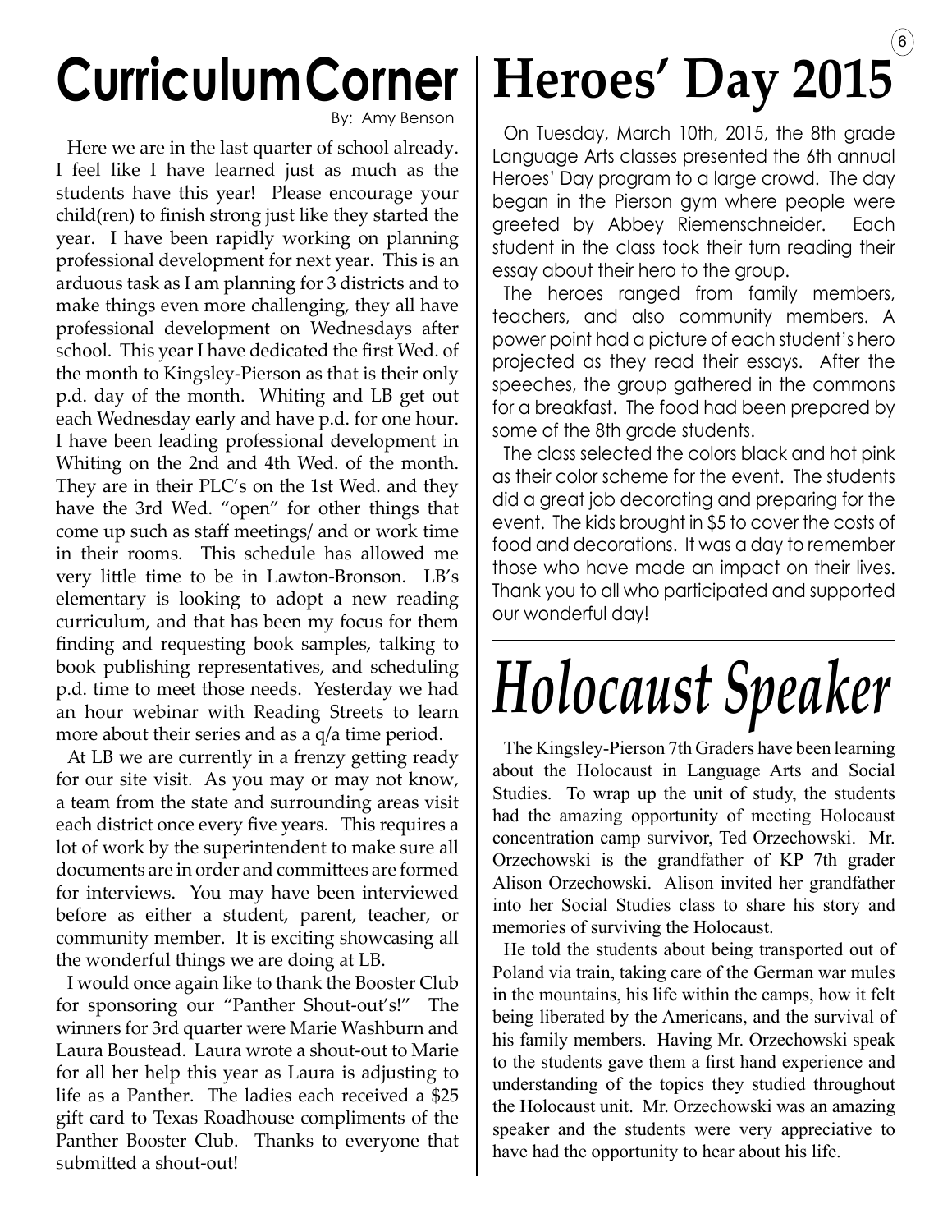# Curriculum Corner

By: Amy Benson

Here we are in the last quarter of school already. I feel like I have learned just as much as the students have this year! Please encourage your child(ren) to finish strong just like they started the year. I have been rapidly working on planning professional development for next year. This is an arduous task as I am planning for 3 districts and to make things even more challenging, they all have professional development on Wednesdays after school. This year I have dedicated the first Wed. of the month to Kingsley-Pierson as that is their only p.d. day of the month. Whiting and LB get out each Wednesday early and have p.d. for one hour. I have been leading professional development in Whiting on the 2nd and 4th Wed. of the month. They are in their PLC's on the 1st Wed. and they have the 3rd Wed. "open" for other things that come up such as staff meetings/ and or work time in their rooms. This schedule has allowed me very little time to be in Lawton-Bronson. LB's elementary is looking to adopt a new reading curriculum, and that has been my focus for them finding and requesting book samples, talking to book publishing representatives, and scheduling p.d. time to meet those needs. Yesterday we had an hour webinar with Reading Streets to learn more about their series and as a q/a time period.

At LB we are currently in a frenzy getting ready for our site visit. As you may or may not know, a team from the state and surrounding areas visit each district once every five years. This requires a lot of work by the superintendent to make sure all documents are in order and committees are formed for interviews. You may have been interviewed before as either a student, parent, teacher, or community member. It is exciting showcasing all the wonderful things we are doing at LB.

I would once again like to thank the Booster Club for sponsoring our "Panther Shout-out's!" The winners for 3rd quarter were Marie Washburn and Laura Boustead. Laura wrote a shout-out to Marie for all her help this year as Laura is adjusting to life as a Panther. The ladies each received a $25 gift card to Texas Roadhouse compliments of the Panther Booster Club. Thanks to everyone that submitted a shout-out!

# Heroes' Day 2015

On Tuesday, March 10th, 2015, the 8th grade Language Arts classes presented the 6th annual Heroes' Day program to a large crowd. The day began in the Pierson gym where people were greeted by Abbey Riemenschneider. Each student in the class took their turn reading their essay about their hero to the group.

The heroes ranged from family members, teachers, and also community members. A power point had a picture of each student's hero projected as they read their essays. After the speeches, the group gathered in the commons for a breakfast. The food had been prepared by some of the 8th grade students.

The class selected the colors black and hot pink as their color scheme for the event. The students did a great job decorating and preparing for the event. The kids brought in $5 to cover the costs of food and decorations. It was a day to remember those who have made an impact on their lives. Thank you to all who participated and supported our wonderful day!

# *Holocaust Speaker*

The Kingsley-Pierson 7th Graders have been learning about the Holocaust in Language Arts and Social Studies. To wrap up the unit of study, the students had the amazing opportunity of meeting Holocaust concentration camp survivor, Ted Orzechowski. Mr. Orzechowski is the grandfather of KP 7th grader Alison Orzechowski. Alison invited her grandfather into her Social Studies class to share his story and memories of surviving the Holocaust.

He told the students about being transported out of Poland via train, taking care of the German war mules in the mountains, his life within the camps, how it felt being liberated by the Americans, and the survival of his family members. Having Mr. Orzechowski speak to the students gave them a first hand experience and understanding of the topics they studied throughout the Holocaust unit. Mr. Orzechowski was an amazing speaker and the students were very appreciative to have had the opportunity to hear about his life.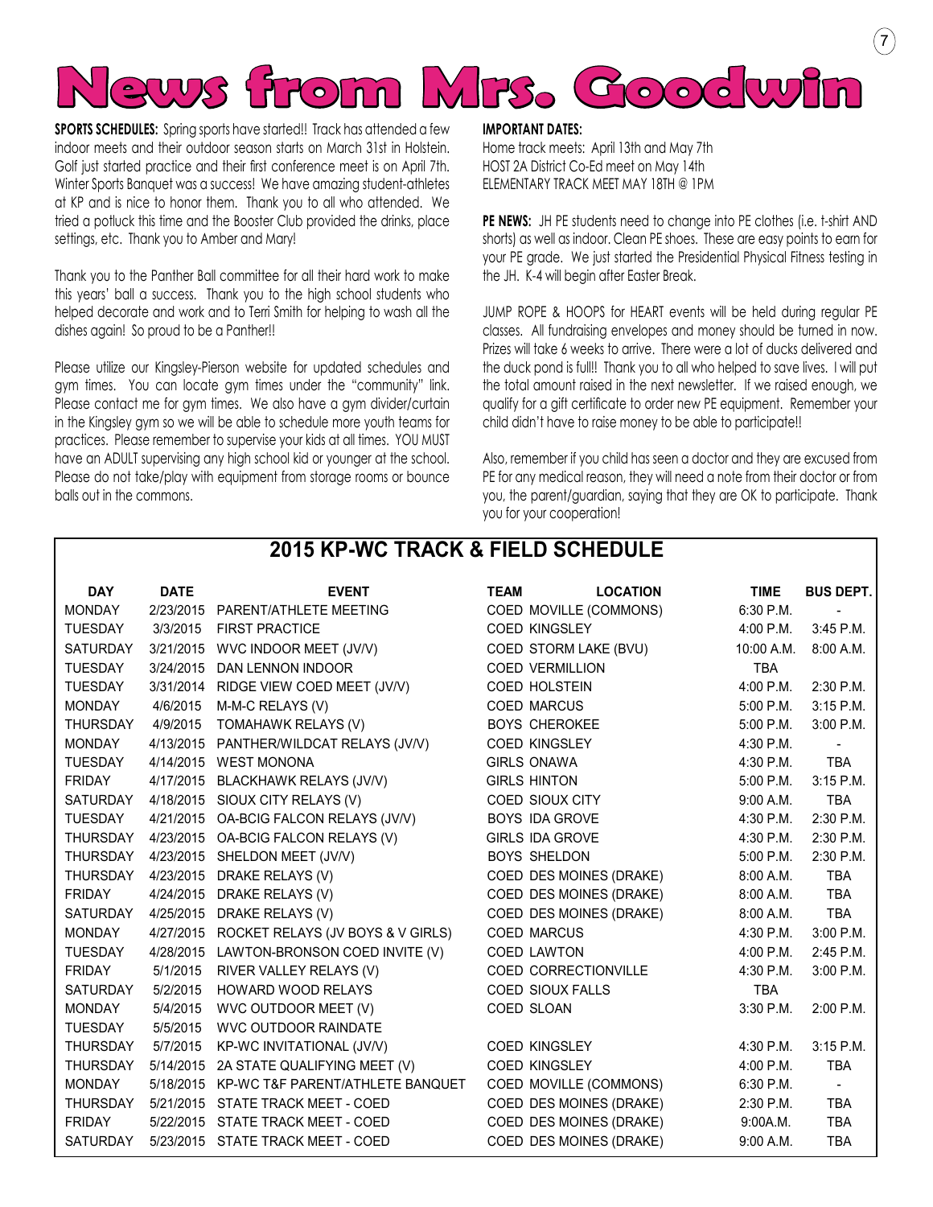# News from Mrs. Goodwin

**SPORTS SCHEDULES:** Spring sports have started!! Track has attended a few indoor meets and their outdoor season starts on March 31st in Holstein. Golf just started practice and their first conference meet is on April 7th. Winter Sports Banquet was a success! We have amazing student-athletes at KP and is nice to honor them. Thank you to all who attended. We tried a potluck this time and the Booster Club provided the drinks, place settings, etc. Thank you to Amber and Mary!

Thank you to the Panther Ball committee for all their hard work to make this years' ball a success. Thank you to the high school students who helped decorate and work and to Terri Smith for helping to wash all the dishes again! So proud to be a Panther!!

Please utilize our Kingsley-Pierson website for updated schedules and gym times. You can locate gym times under the "community" link. Please contact me for gym times. We also have a gym divider/curtain in the Kingsley gym so we will be able to schedule more youth teams for practices. Please remember to supervise your kids at all times. YOU MUST have an ADULT supervising any high school kid or younger at the school. Please do not take/play with equipment from storage rooms or bounce balls out in the commons.

**IMPORTANT DATES:**

Home track meets: April 13th and May 7th
HOST 2A District Co-Ed meet on May 14th
ELEMENTARY TRACK MEET MAY 18TH @ 1PM

**PE NEWS:** JH PE students need to change into PE clothes (i.e. t-shirt AND shorts) as well as indoor. Clean PE shoes. These are easy points to earn for your PE grade. We just started the Presidential Physical Fitness testing in the JH. K-4 will begin after Easter Break.

JUMP ROPE & HOOPS for HEART events will be held during regular PE classes. All fundraising envelopes and money should be turned in now. Prizes will take 6 weeks to arrive. There were a lot of ducks delivered and the duck pond is full!! Thank you to all who helped to save lives. I will put the total amount raised in the next newsletter. If we raised enough, we qualify for a gift certificate to order new PE equipment. Remember your child didn't have to raise money to be able to participate!!

Also, remember if you child has seen a doctor and they are excused from PE for any medical reason, they will need a note from their doctor or from you, the parent/guardian, saying that they are OK to participate. Thank you for your cooperation!

## 2015 KP-WC TRACK & FIELD SCHEDULE

| DAY | DATE | EVENT | TEAM | LOCATION | TIME | BUS DEPT. |
|---|---|---|---|---|---|---|
| MONDAY | 2/23/2015 | PARENT/ATHLETE MEETING | COED | MOVILLE (COMMONS) | 6:30 P.M. | - |
| TUESDAY | 3/3/2015 | FIRST PRACTICE | COED | KINGSLEY | 4:00 P.M. | 3:45 P.M. |
| SATURDAY | 3/21/2015 | WVC INDOOR MEET (JV/V) | COED | STORM LAKE (BVU) | 10:00 A.M. | 8:00 A.M. |
| TUESDAY | 3/24/2015 | DAN LENNON INDOOR | COED | VERMILLION | TBA | |
| TUESDAY | 3/31/2014 | RIDGE VIEW COED MEET (JV/V) | COED | HOLSTEIN | 4:00 P.M. | 2:30 P.M. |
| MONDAY | 4/6/2015 | M-M-C RELAYS (V) | COED | MARCUS | 5:00 P.M. | 3:15 P.M. |
| THURSDAY | 4/9/2015 | TOMAHAWK RELAYS (V) | BOYS | CHEROKEE | 5:00 P.M. | 3:00 P.M. |
| MONDAY | 4/13/2015 | PANTHER/WILDCAT RELAYS (JV/V) | COED | KINGSLEY | 4:30 P.M. | - |
| TUESDAY | 4/14/2015 | WEST MONONA | GIRLS | ONAWA | 4:30 P.M. | TBA |
| FRIDAY | 4/17/2015 | BLACKHAWK RELAYS (JV/V) | GIRLS | HINTON | 5:00 P.M. | 3:15 P.M. |
| SATURDAY | 4/18/2015 | SIOUX CITY RELAYS (V) | COED | SIOUX CITY | 9:00 A.M. | TBA |
| TUESDAY | 4/21/2015 | OA-BCIG FALCON RELAYS (JV/V) | BOYS | IDA GROVE | 4:30 P.M. | 2:30 P.M. |
| THURSDAY | 4/23/2015 | OA-BCIG FALCON RELAYS (V) | GIRLS | IDA GROVE | 4:30 P.M. | 2:30 P.M. |
| THURSDAY | 4/23/2015 | SHELDON MEET (JV/V) | BOYS | SHELDON | 5:00 P.M. | 2:30 P.M. |
| THURSDAY | 4/23/2015 | DRAKE RELAYS (V) | COED | DES MOINES (DRAKE) | 8:00 A.M. | TBA |
| FRIDAY | 4/24/2015 | DRAKE RELAYS (V) | COED | DES MOINES (DRAKE) | 8:00 A.M. | TBA |
| SATURDAY | 4/25/2015 | DRAKE RELAYS (V) | COED | DES MOINES (DRAKE) | 8:00 A.M. | TBA |
| MONDAY | 4/27/2015 | ROCKET RELAYS (JV BOYS & V GIRLS) | COED | MARCUS | 4:30 P.M. | 3:00 P.M. |
| TUESDAY | 4/28/2015 | LAWTON-BRONSON COED INVITE (V) | COED | LAWTON | 4:00 P.M. | 2:45 P.M. |
| FRIDAY | 5/1/2015 | RIVER VALLEY RELAYS (V) | COED | CORRECTIONVILLE | 4:30 P.M. | 3:00 P.M. |
| SATURDAY | 5/2/2015 | HOWARD WOOD RELAYS | COED | SIOUX FALLS | TBA | |
| MONDAY | 5/4/2015 | WVC OUTDOOR MEET (V) | COED | SLOAN | 3:30 P.M. | 2:00 P.M. |
| TUESDAY | 5/5/2015 | WVC OUTDOOR RAINDATE | | | | |
| THURSDAY | 5/7/2015 | KP-WC INVITATIONAL (JV/V) | COED | KINGSLEY | 4:30 P.M. | 3:15 P.M. |
| THURSDAY | 5/14/2015 | 2A STATE QUALIFYING MEET (V) | COED | KINGSLEY | 4:00 P.M. | TBA |
| MONDAY | 5/18/2015 | KP-WC T&F PARENT/ATHLETE BANQUET | COED | MOVILLE (COMMONS) | 6:30 P.M. | - |
| THURSDAY | 5/21/2015 | STATE TRACK MEET - COED | COED | DES MOINES (DRAKE) | 2:30 P.M. | TBA |
| FRIDAY | 5/22/2015 | STATE TRACK MEET - COED | COED | DES MOINES (DRAKE) | 9:00A.M. | TBA |
| SATURDAY | 5/23/2015 | STATE TRACK MEET - COED | COED | DES MOINES (DRAKE) | 9:00 A.M. | TBA |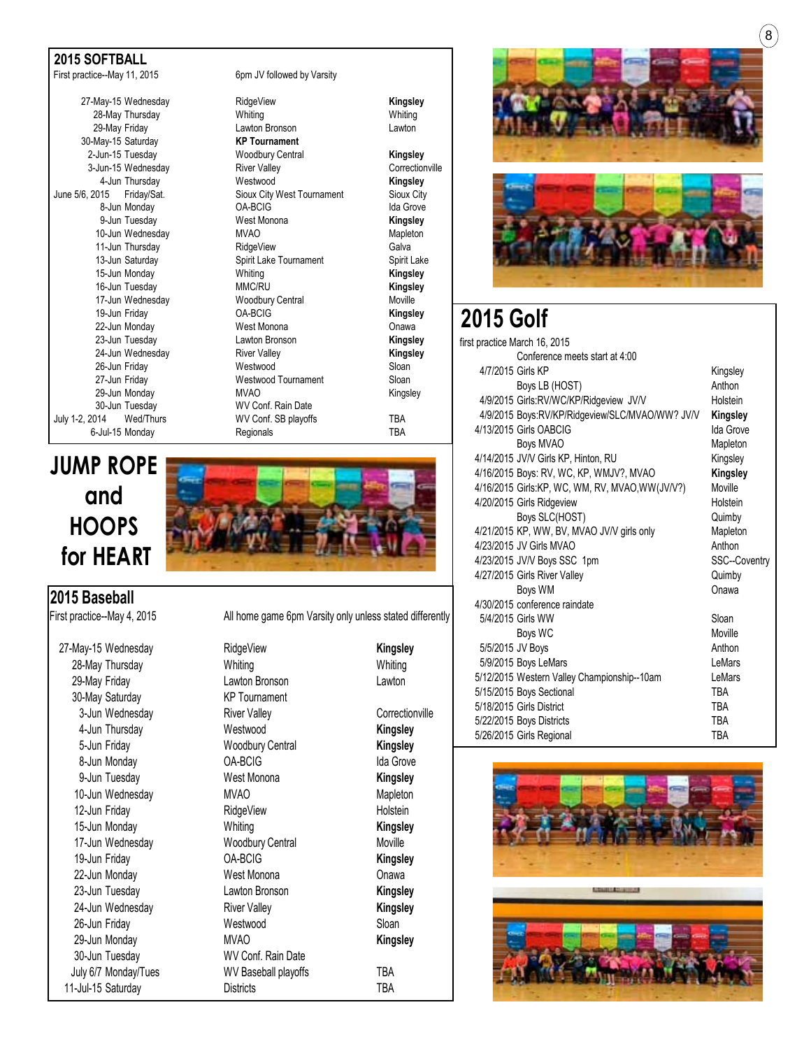## 2015 SOFTBALL

First practice--May 11, 2015 — 6pm JV followed by Varsity

| Date | Opponent | Location |
|---|---|---|
| 27-May-15 Wednesday | RidgeView | **Kingsley** |
| 28-May Thursday | Whiting | Whiting |
| 29-May Friday | Lawton Bronson | Lawton |
| 30-May-15 Saturday | **KP Tournament** | |
| 2-Jun-15 Tuesday | Woodbury Central | **Kingsley** |
| 3-Jun-15 Wednesday | River Valley | Correctionville |
| 4-Jun Thursday | Westwood | **Kingsley** |
| June 5/6, 2015 Friday/Sat. | Sioux City West Tournament | Sioux City |
| 8-Jun Monday | OA-BCIG | Ida Grove |
| 9-Jun Tuesday | West Monona | **Kingsley** |
| 10-Jun Wednesday | MVAO | Mapleton |
| 11-Jun Thursday | RidgeView | Galva |
| 13-Jun Saturday | Spirit Lake Tournament | Spirit Lake |
| 15-Jun Monday | Whiting | **Kingsley** |
| 16-Jun Tuesday | MMC/RU | **Kingsley** |
| 17-Jun Wednesday | Woodbury Central | Moville |
| 19-Jun Friday | OA-BCIG | **Kingsley** |
| 22-Jun Monday | West Monona | Onawa |
| 23-Jun Tuesday | Lawton Bronson | **Kingsley** |
| 24-Jun Wednesday | River Valley | **Kingsley** |
| 26-Jun Friday | Westwood | Sloan |
| 27-Jun Friday | Westwood Tournament | Sloan |
| 29-Jun Monday | MVAO | Kingsley |
| 30-Jun Tuesday | WV Conf. Rain Date | |
| July 1-2, 2014 Wed/Thurs | WV Conf. SB playoffs | TBA |
| 6-Jul-15 Monday | Regionals | TBA |

# JUMP ROPE and HOOPS for HEART

## 2015 Baseball

First practice--May 4, 2015 — All home game 6pm Varsity only unless stated differently

| Date | Opponent | Location |
|---|---|---|
| 27-May-15 Wednesday | RidgeView | **Kingsley** |
| 28-May Thursday | Whiting | Whiting |
| 29-May Friday | Lawton Bronson | Lawton |
| 30-May Saturday | KP Tournament | |
| 3-Jun Wednesday | River Valley | Correctionville |
| 4-Jun Thursday | Westwood | **Kingsley** |
| 5-Jun Friday | Woodbury Central | **Kingsley** |
| 8-Jun Monday | OA-BCIG | Ida Grove |
| 9-Jun Tuesday | West Monona | **Kingsley** |
| 10-Jun Wednesday | MVAO | Mapleton |
| 12-Jun Friday | RidgeView | Holstein |
| 15-Jun Monday | Whiting | **Kingsley** |
| 17-Jun Wednesday | Woodbury Central | Moville |
| 19-Jun Friday | OA-BCIG | **Kingsley** |
| 22-Jun Monday | West Monona | Onawa |
| 23-Jun Tuesday | Lawton Bronson | **Kingsley** |
| 24-Jun Wednesday | River Valley | **Kingsley** |
| 26-Jun Friday | Westwood | Sloan |
| 29-Jun Monday | MVAO | **Kingsley** |
| 30-Jun Tuesday | WV Conf. Rain Date | |
| July 6/7 Monday/Tues | WV Baseball playoffs | TBA |
| 11-Jul-15 Saturday | Districts | TBA |

# 2015 Golf

first practice March 16, 2015

Conference meets start at 4:00

| Date / Event | Location |
|---|---|
| 4/7/2015 Girls KP | Kingsley |
| Boys LB (HOST) | Anthon |
| 4/9/2015 Girls:RV/WC/KP/Ridgeview JV/V | Holstein |
| 4/9/2015 Boys:RV/KP/Ridgeview/SLC/MVAO/WW? JV/V | **Kingsley** |
| 4/13/2015 Girls OABCIG | Ida Grove |
| Boys MVAO | Mapleton |
| 4/14/2015 JV/V Girls KP, Hinton, RU | Kingsley |
| 4/16/2015 Boys: RV, WC, KP, WMJV?, MVAO | **Kingsley** |
| 4/16/2015 Girls:KP, WC, WM, RV, MVAO,WW(JV/V?) | Moville |
| 4/20/2015 Girls Ridgeview | Holstein |
| Boys SLC(HOST) | Quimby |
| 4/21/2015 KP, WW, BV, MVAO JV/V girls only | Mapleton |
| 4/23/2015 JV Girls MVAO | Anthon |
| 4/23/2015 JV/V Boys SSC 1pm | SSC--Coventry |
| 4/27/2015 Girls River Valley | Quimby |
| Boys WM | Onawa |
| 4/30/2015 conference raindate | |
| 5/4/2015 Girls WW | Sloan |
| Boys WC | Moville |
| 5/5/2015 JV Boys | Anthon |
| 5/9/2015 Boys LeMars | LeMars |
| 5/12/2015 Western Valley Championship--10am | LeMars |
| 5/15/2015 Boys Sectional | TBA |
| 5/18/2015 Girls District | TBA |
| 5/22/2015 Boys Districts | TBA |
| 5/26/2015 Girls Regional | TBA |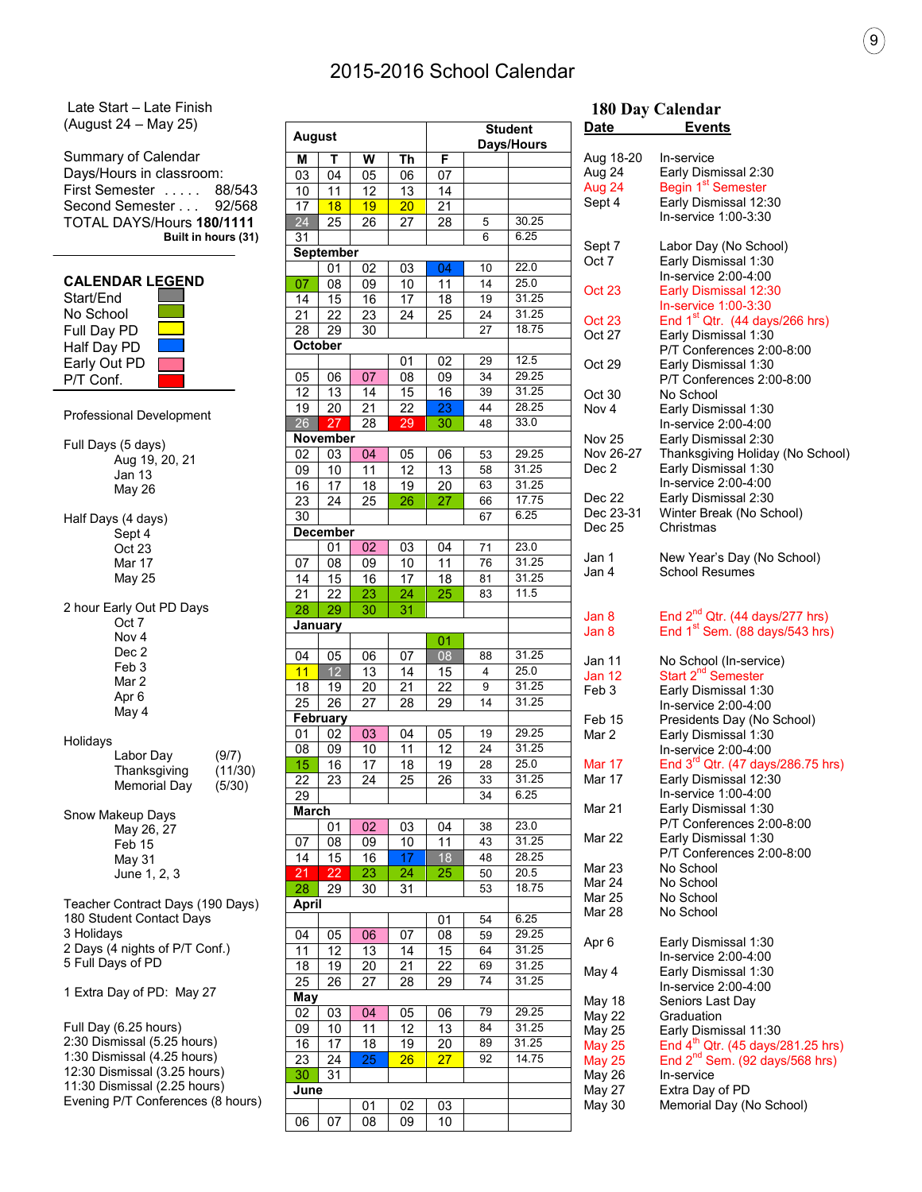# 2015-2016 School Calendar

Late Start – Late Finish
(August 24 – May 25)

Summary of Calendar
Days/Hours in classroom:

First Semester . . . . . 88/543
Second Semester . . . 92/568
TOTAL DAYS/Hours **180/1111**
**Built in hours (31)**

**CALENDAR LEGEND**

- Start/End
- No School
- Full Day PD
- Half Day PD
- Early Out PD
- P/T Conf.

Professional Development

Full Days (5 days)
- Aug 19, 20, 21
- Jan 13
- May 26

Half Days (4 days)
- Sept 4
- Oct 23
- Mar 17
- May 25

2 hour Early Out PD Days
- Oct 7
- Nov 4
- Dec 2
- Feb 3
- Mar 2
- Apr 6
- May 4

Holidays
- Labor Day (9/7)
- Thanksgiving (11/30)
- Memorial Day (5/30)

Snow Makeup Days
- May 26, 27
- Feb 15
- May 31
- June 1, 2, 3

Teacher Contract Days (190 Days)
180 Student Contact Days
3 Holidays
2 Days (4 nights of P/T Conf.)
5 Full Days of PD

1 Extra Day of PD: May 27

Full Day (6.25 hours)
2:30 Dismissal (5.25 hours)
1:30 Dismissal (4.25 hours)
12:30 Dismissal (3.25 hours)
11:30 Dismissal (2.25 hours)
Evening P/T Conferences (8 hours)

| M | T | W | Th | F | Student Days | Hours |
|---|---|---|---|---|---|---|
| **August** | | | | | | |
| 03 | 04 | 05 | 06 | 07 | | |
| 10 | 11 | 12 | 13 | 14 | | |
| 17 | 18 | 19 | 20 | 21 | | |
| 24 | 25 | 26 | 27 | 28 | 5 | 30.25 |
| 31 | | | | | 6 | 6.25 |
| **September** | | | | | | |
| | 01 | 02 | 03 | 04 | 10 | 22.0 |
| 07 | 08 | 09 | 10 | 11 | 14 | 25.0 |
| 14 | 15 | 16 | 17 | 18 | 19 | 31.25 |
| 21 | 22 | 23 | 24 | 25 | 24 | 31.25 |
| 28 | 29 | 30 | | | 27 | 18.75 |
| **October** | | | | | | |
| | | | 01 | 02 | 29 | 12.5 |
| 05 | 06 | 07 | 08 | 09 | 34 | 29.25 |
| 12 | 13 | 14 | 15 | 16 | 39 | 31.25 |
| 19 | 20 | 21 | 22 | 23 | 44 | 28.25 |
| 26 | 27 | 28 | 29 | 30 | 48 | 33.0 |
| **November** | | | | | | |
| 02 | 03 | 04 | 05 | 06 | 53 | 29.25 |
| 09 | 10 | 11 | 12 | 13 | 58 | 31.25 |
| 16 | 17 | 18 | 19 | 20 | 63 | 31.25 |
| 23 | 24 | 25 | 26 | 27 | 66 | 17.75 |
| 30 | | | | | 67 | 6.25 |
| **December** | | | | | | |
| | 01 | 02 | 03 | 04 | 71 | 23.0 |
| 07 | 08 | 09 | 10 | 11 | 76 | 31.25 |
| 14 | 15 | 16 | 17 | 18 | 81 | 31.25 |
| 21 | 22 | 23 | 24 | 25 | 83 | 11.5 |
| 28 | 29 | 30 | 31 | | | |
| **January** | | | | | | |
| | | | | 01 | | |
| 04 | 05 | 06 | 07 | 08 | 88 | 31.25 |
| 11 | 12 | 13 | 14 | 15 | 4 | 25.0 |
| 18 | 19 | 20 | 21 | 22 | 9 | 31.25 |
| 25 | 26 | 27 | 28 | 29 | 14 | 31.25 |
| **February** | | | | | | |
| 01 | 02 | 03 | 04 | 05 | 19 | 29.25 |
| 08 | 09 | 10 | 11 | 12 | 24 | 31.25 |
| 15 | 16 | 17 | 18 | 19 | 28 | 25.0 |
| 22 | 23 | 24 | 25 | 26 | 33 | 31.25 |
| 29 | | | | | 34 | 6.25 |
| **March** | | | | | | |
| | 01 | 02 | 03 | 04 | 38 | 23.0 |
| 07 | 08 | 09 | 10 | 11 | 43 | 31.25 |
| 14 | 15 | 16 | 17 | 18 | 48 | 28.25 |
| 21 | 22 | 23 | 24 | 25 | 50 | 20.5 |
| 28 | 29 | 30 | 31 | | 53 | 18.75 |
| **April** | | | | | | |
| | | | | 01 | 54 | 6.25 |
| 04 | 05 | 06 | 07 | 08 | 59 | 29.25 |
| 11 | 12 | 13 | 14 | 15 | 64 | 31.25 |
| 18 | 19 | 20 | 21 | 22 | 69 | 31.25 |
| 25 | 26 | 27 | 28 | 29 | 74 | 31.25 |
| **May** | | | | | | |
| 02 | 03 | 04 | 05 | 06 | 79 | 29.25 |
| 09 | 10 | 11 | 12 | 13 | 84 | 31.25 |
| 16 | 17 | 18 | 19 | 20 | 89 | 31.25 |
| 23 | 24 | 25 | 26 | 27 | 92 | 14.75 |
| 30 | 31 | | | | | |
| **June** | | | | | | |
| | | 01 | 02 | 03 | | |
| 06 | 07 | 08 | 09 | 10 | | |

## 180 Day Calendar

| Date | Events |
|---|---|
| Aug 18-20 | In-service |
| Aug 24 | Early Dismissal 2:30 |
| Aug 24 | Begin 1st Semester |
| Sept 4 | Early Dismissal 12:30<br>In-service 1:00-3:30 |
| Sept 7 | Labor Day (No School) |
| Oct 7 | Early Dismissal 1:30<br>In-service 2:00-4:00 |
| Oct 23 | Early Dismissal 12:30<br>In-service 1:00-3:30 |
| Oct 23 | End 1st Qtr. (44 days/266 hrs) |
| Oct 27 | Early Dismissal 1:30<br>P/T Conferences 2:00-8:00 |
| Oct 29 | Early Dismissal 1:30<br>P/T Conferences 2:00-8:00 |
| Oct 30 | No School |
| Nov 4 | Early Dismissal 1:30<br>In-service 2:00-4:00 |
| Nov 25 | Early Dismissal 2:30 |
| Nov 26-27 | Thanksgiving Holiday (No School) |
| Dec 2 | Early Dismissal 1:30<br>In-service 2:00-4:00 |
| Dec 22 | Early Dismissal 2:30 |
| Dec 23-31 | Winter Break (No School) |
| Dec 25 | Christmas |
| Jan 1 | New Year's Day (No School) |
| Jan 4 | School Resumes |
| Jan 8 | End 2nd Qtr. (44 days/277 hrs) |
| Jan 8 | End 1st Sem. (88 days/543 hrs) |
| Jan 11 | No School (In-service) |
| Jan 12 | Start 2nd Semester |
| Feb 3 | Early Dismissal 1:30<br>In-service 2:00-4:00 |
| Feb 15 | Presidents Day (No School) |
| Mar 2 | Early Dismissal 1:30<br>In-service 2:00-4:00 |
| Mar 17 | End 3rd Qtr. (47 days/286.75 hrs) |
| Mar 17 | Early Dismissal 12:30<br>In-service 1:00-4:00 |
| Mar 21 | Early Dismissal 1:30<br>P/T Conferences 2:00-8:00 |
| Mar 22 | Early Dismissal 1:30<br>P/T Conferences 2:00-8:00 |
| Mar 23 | No School |
| Mar 24 | No School |
| Mar 25 | No School |
| Mar 28 | No School |
| Apr 6 | Early Dismissal 1:30<br>In-service 2:00-4:00 |
| May 4 | Early Dismissal 1:30<br>In-service 2:00-4:00 |
| May 18 | Seniors Last Day |
| May 22 | Graduation |
| May 25 | Early Dismissal 11:30 |
| May 25 | End 4th Qtr. (45 days/281.25 hrs) |
| May 25 | End 2nd Sem. (92 days/568 hrs) |
| May 26 | In-service |
| May 27 | Extra Day of PD |
| May 30 | Memorial Day (No School) |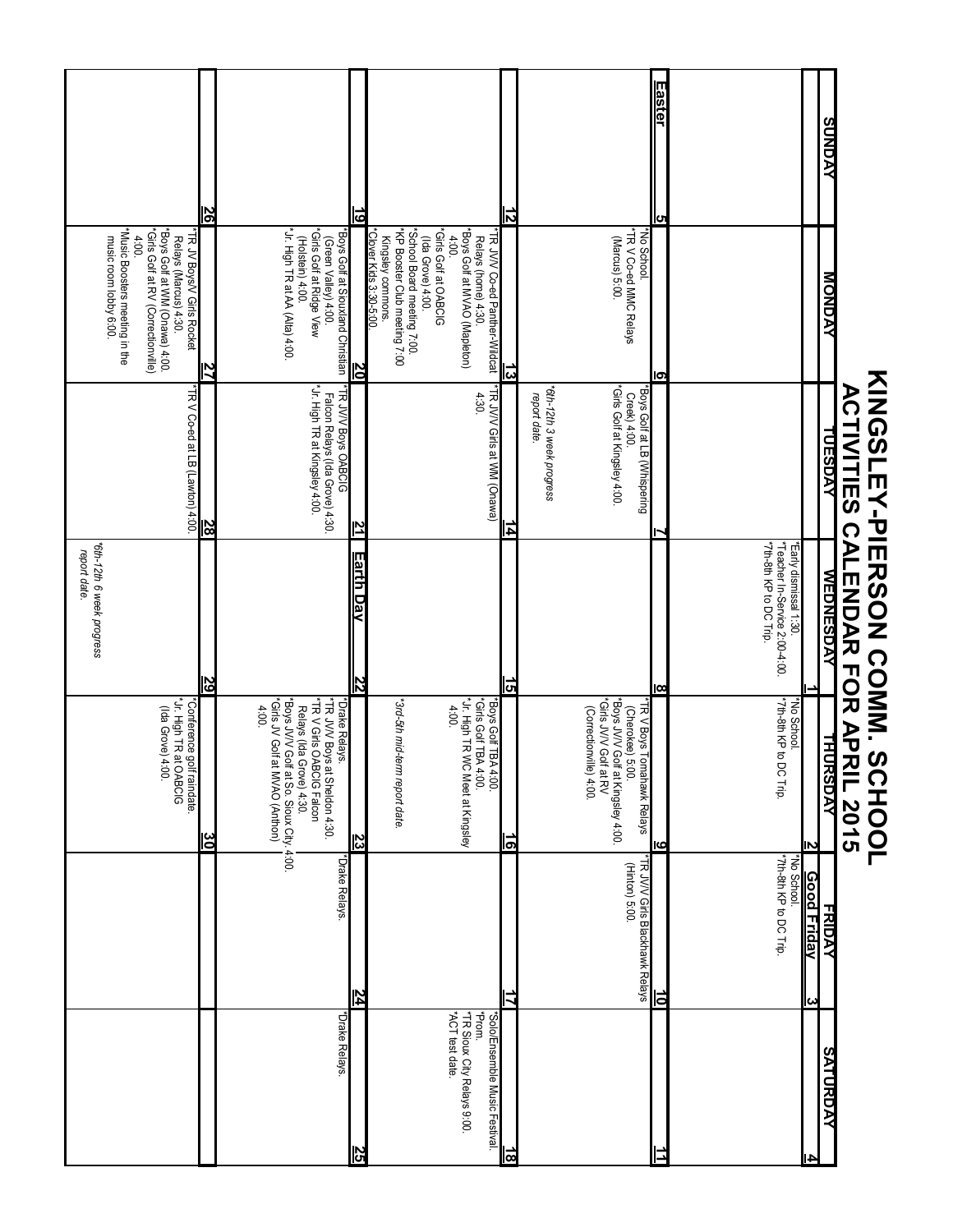# KINGSLEY-PIERSON COMM. SCHOOL
## ACTIVITIES CALENDAR FOR APRIL 2015

| SUNDAY | MONDAY | TUESDAY | WEDNESDAY | THURSDAY | FRIDAY | SATURDAY |
|---|---|---|---|---|---|---|
| | | | 1 *Early dismissal 1:30. *Teacher In-Service 2:00-4:00. *7th-8th KP to DC Trip. | 2 *No School. *7th-8th KP to DC Trip. | 3 **Good Friday** *No School. *7th-8th KP to DC Trip. | 4 |
| 5 **Easter** | 6 *No School. *TR V Co-ed MMC Relays (Marcus) 5:00. | 7 *Boys Golf at LB (Whispering Creek) 4:00. *Girls Golf at Kingsley 4:00. *6th-12th 3 week progress report date.* | 8 | 9 *TR V Boys Tomahawk Relays (Cherokee) 5:00. *Boys JV/V Golf at Kingsley 4:00. *Girls JV/V Golf at RV (Correctionville) 4:00. | 10 *TR JV/V Girls Blackhawk Relays (Hinton) 5:00. | 11 |
| 12 | 13 *TR JV/V Co-ed Panther-Wildcat Relays (home) 4:30. *Boys Golf at MVAO (Mapleton) 4:00. *Girls Golf at OABCIG (Ida Grove) 4:00. *School Board meeting 7:00. *KP Booster Club meeting 7:00 Kingsley commons. *Clover Kids 3:30-5:00. | 14 *TR JV/V Girls at WM (Onawa) 4:30. | 15 | 16 *Boys Golf TBA 4:00. *Girls Golf TBA 4:00. *Jr. High TR WC Meet at Kingsley 4:00. *3rd-5th mid-term report date.* | 17 | 18 *Solo/Ensemble Music Festival. *Prom. *TR Sioux City Relays 9:00. *ACT test date. |
| 19 | 20 *Boys Golf at Siouxland Christian (Green Valley) 4:00. *Girls Golf at Ridge View (Holstein) 4:00. *Jr. High TR at AA (Alta) 4:00. | 21 *TR JV/V Boys OABCIG Falcon Relays (Ida Grove) 4:30. *Jr. High TR at Kingsley 4:00. | 22 **Earth Day** | 23 *Drake Relays. *TR JV/V Boys at Sheldon 4:30. *TR V Girls OABCIG Falcon Relays (Ida Grove) 4:30. *Boys JV/V Golf at So. Sioux City 4:00. *Girls JV Golf at MVAO (Anthon) 4:00. | 24 *Drake Relays. | 25 *Drake Relays. |
| 26 | 27 *TR JV Boys/V Girls Rocket Relays (Marcus) 4:30. *Boys Golf at WM (Onawa) 4:00. *Girls Golf at RV (Correctionville) 4:00. *Music Boosters meeting in the music room lobby 6:00. | 28 *TR V Co-ed at LB (Lawton) 4:00. | 29 *6th-12th 6 week progress report date.* | 30 *Conference golf raindate. *Jr. High TR at OABCIG (Ida Grove) 4:00. | | |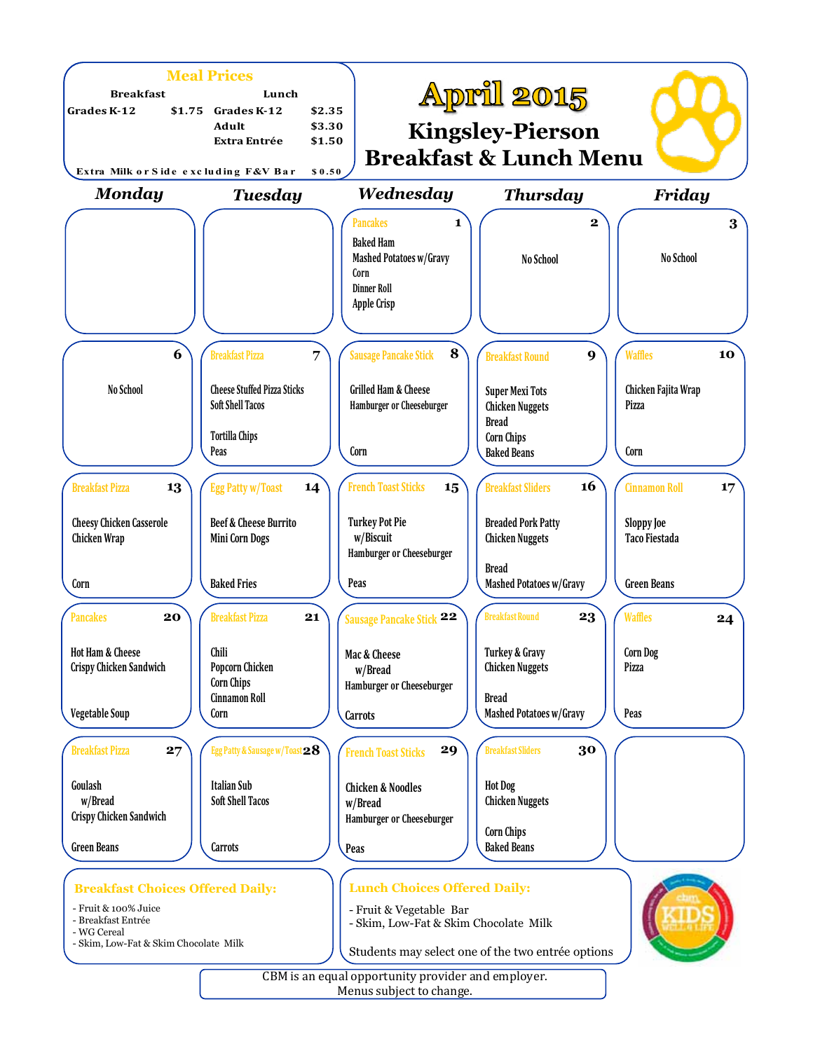## Meal Prices

| Breakfast | | Lunch | |
|---|---|---|---|
| Grades K-12 | $1.75 | Grades K-12 | $2.35 |
| | | Adult | $3.30 |
| | | Extra Entrée | $1.50 |

Extra Milk or Side excluding F&V Bar $0.50

# April 2015

## Kingsley-Pierson Breakfast & Lunch Menu

| Monday | Tuesday | Wednesday | Thursday | Friday |
|---|---|---|---|---|
| | | **1** Pancakes<br>Baked Ham<br>Mashed Potatoes w/Gravy<br>Corn<br>Dinner Roll<br>Apple Crisp | **2**<br>No School | **3**<br>No School |
| **6**<br>No School | **7** Breakfast Pizza<br>Cheese Stuffed Pizza Sticks<br>Soft Shell Tacos<br>Tortilla Chips<br>Peas | **8** Sausage Pancake Stick<br>Grilled Ham & Cheese<br>Hamburger or Cheeseburger<br>Corn | **9** Breakfast Round<br>Super Mexi Tots<br>Chicken Nuggets<br>Bread<br>Corn Chips<br>Baked Beans | **10** Waffles<br>Chicken Fajita Wrap<br>Pizza<br>Corn |
| **13** Breakfast Pizza<br>Cheesy Chicken Casserole<br>Chicken Wrap<br>Corn | **14** Egg Patty w/Toast<br>Beef & Cheese Burrito<br>Mini Corn Dogs<br>Baked Fries | **15** French Toast Sticks<br>Turkey Pot Pie w/Biscuit<br>Hamburger or Cheeseburger<br>Peas | **16** Breakfast Sliders<br>Breaded Pork Patty<br>Chicken Nuggets<br>Bread<br>Mashed Potatoes w/Gravy | **17** Cinnamon Roll<br>Sloppy Joe<br>Taco Fiestada<br>Green Beans |
| **20** Pancakes<br>Hot Ham & Cheese<br>Crispy Chicken Sandwich<br>Vegetable Soup | **21** Breakfast Pizza<br>Chili<br>Popcorn Chicken<br>Corn Chips<br>Cinnamon Roll<br>Corn | **22** Sausage Pancake Stick<br>Mac & Cheese w/Bread<br>Hamburger or Cheeseburger<br>Carrots | **23** Breakfast Round<br>Turkey & Gravy<br>Chicken Nuggets<br>Bread<br>Mashed Potatoes w/Gravy | **24** Waffles<br>Corn Dog<br>Pizza<br>Peas |
| **27** Breakfast Pizza<br>Goulash w/Bread<br>Crispy Chicken Sandwich<br>Green Beans | **28** Egg Patty & Sausage w/Toast<br>Italian Sub<br>Soft Shell Tacos<br>Carrots | **29** French Toast Sticks<br>Chicken & Noodles w/Bread<br>Hamburger or Cheeseburger<br>Peas | **30** Breakfast Sliders<br>Hot Dog<br>Chicken Nuggets<br>Corn Chips<br>Baked Beans | |

### Breakfast Choices Offered Daily:

- Fruit & 100% Juice
- Breakfast Entrée
- WG Cereal
- Skim, Low-Fat & Skim Chocolate Milk

### Lunch Choices Offered Daily:

- Fruit & Vegetable Bar
- Skim, Low-Fat & Skim Chocolate Milk

Students may select one of the two entrée options

CBM is an equal opportunity provider and employer.
Menus subject to change.